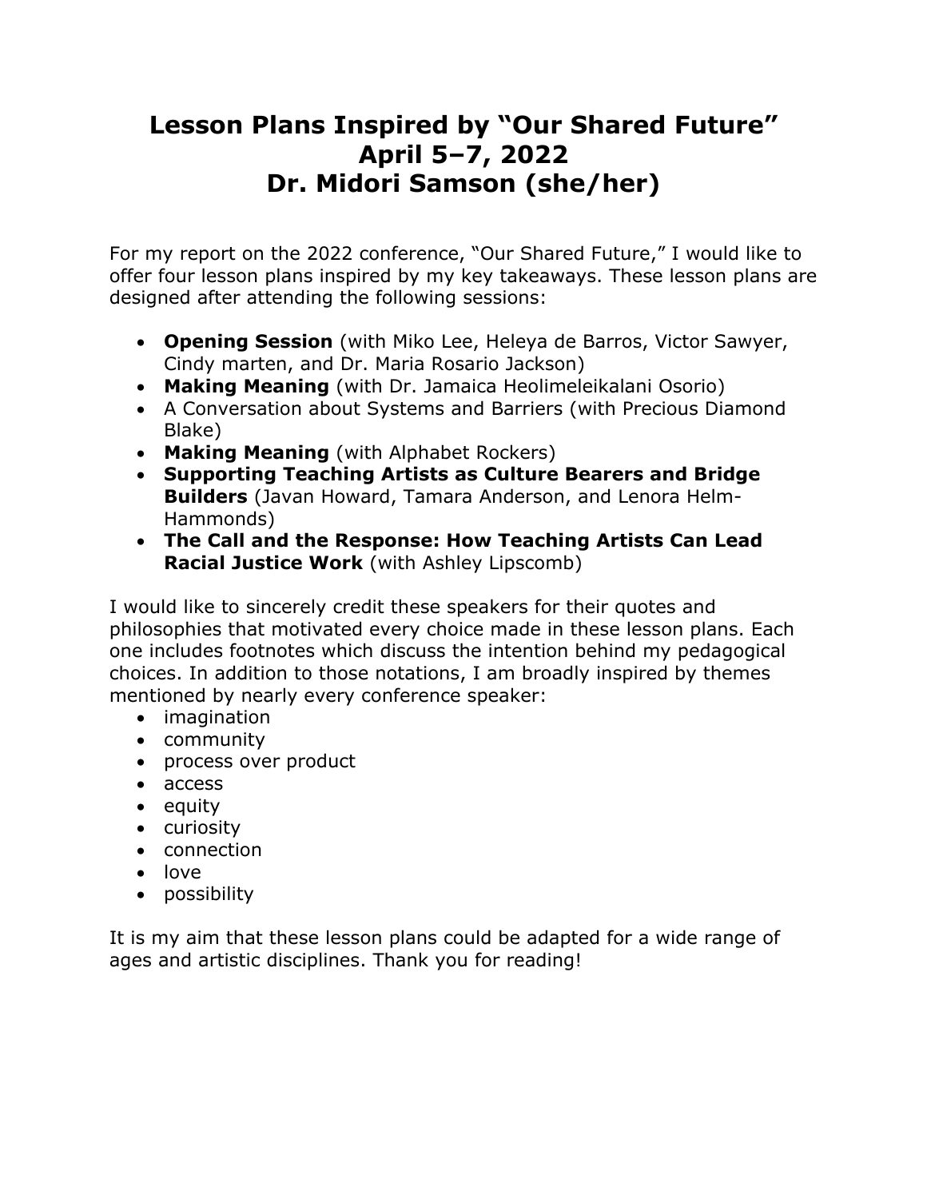# Lesson Plans Inspired by "Our Shared Future" April 5–7, 2022 Dr. Midori Samson (she/her)

For my report on the 2022 conference, "Our Shared Future," I would like to offer four lesson plans inspired by my key takeaways. These lesson plans are designed after attending the following sessions:

- **Opening Session** (with Miko Lee, Heleya de Barros, Victor Sawyer, Cindy marten, and Dr. Maria Rosario Jackson)
- **Making Meaning** (with Dr. Jamaica Heolimeleikalani Osorio)
- A Conversation about Systems and Barriers (with Precious Diamond Blake)
- **Making Meaning** (with Alphabet Rockers)
- **Supporting Teaching Artists as Culture Bearers and Bridge Builders** (Javan Howard, Tamara Anderson, and Lenora Helm-Hammonds)
- **The Call and the Response: How Teaching Artists Can Lead Racial Justice Work** (with Ashley Lipscomb)

I would like to sincerely credit these speakers for their quotes and philosophies that motivated every choice made in these lesson plans. Each one includes footnotes which discuss the intention behind my pedagogical choices. In addition to those notations, I am broadly inspired by themes mentioned by nearly every conference speaker:

- imagination
- community
- process over product
- access
- equity
- curiosity
- connection
- love
- possibility

It is my aim that these lesson plans could be adapted for a wide range of ages and artistic disciplines. Thank you for reading!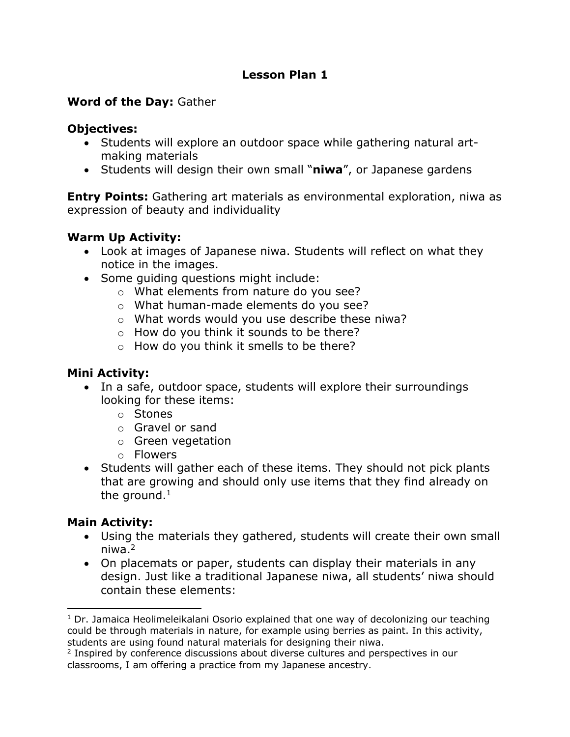# Lesson Plan 1

**Word of the Day:** Gather

**Objectives:**

- Students will explore an outdoor space while gathering natural art-making materials
- Students will design their own small "**niwa**", or Japanese gardens

**Entry Points:** Gathering art materials as environmental exploration, niwa as expression of beauty and individuality

**Warm Up Activity:**

- Look at images of Japanese niwa. Students will reflect on what they notice in the images.
- Some guiding questions might include:
  - What elements from nature do you see?
  - What human-made elements do you see?
  - What words would you use describe these niwa?
  - How do you think it sounds to be there?
  - How do you think it smells to be there?

**Mini Activity:**

- In a safe, outdoor space, students will explore their surroundings looking for these items:
  - Stones
  - Gravel or sand
  - Green vegetation
  - Flowers
- Students will gather each of these items. They should not pick plants that are growing and should only use items that they find already on the ground.[1]

**Main Activity:**

- Using the materials they gathered, students will create their own small niwa.[2]
- On placemats or paper, students can display their materials in any design. Just like a traditional Japanese niwa, all students' niwa should contain these elements:

---

[1] Dr. Jamaica Heolimeleikalani Osorio explained that one way of decolonizing our teaching could be through materials in nature, for example using berries as paint. In this activity, students are using found natural materials for designing their niwa.

[2] Inspired by conference discussions about diverse cultures and perspectives in our classrooms, I am offering a practice from my Japanese ancestry.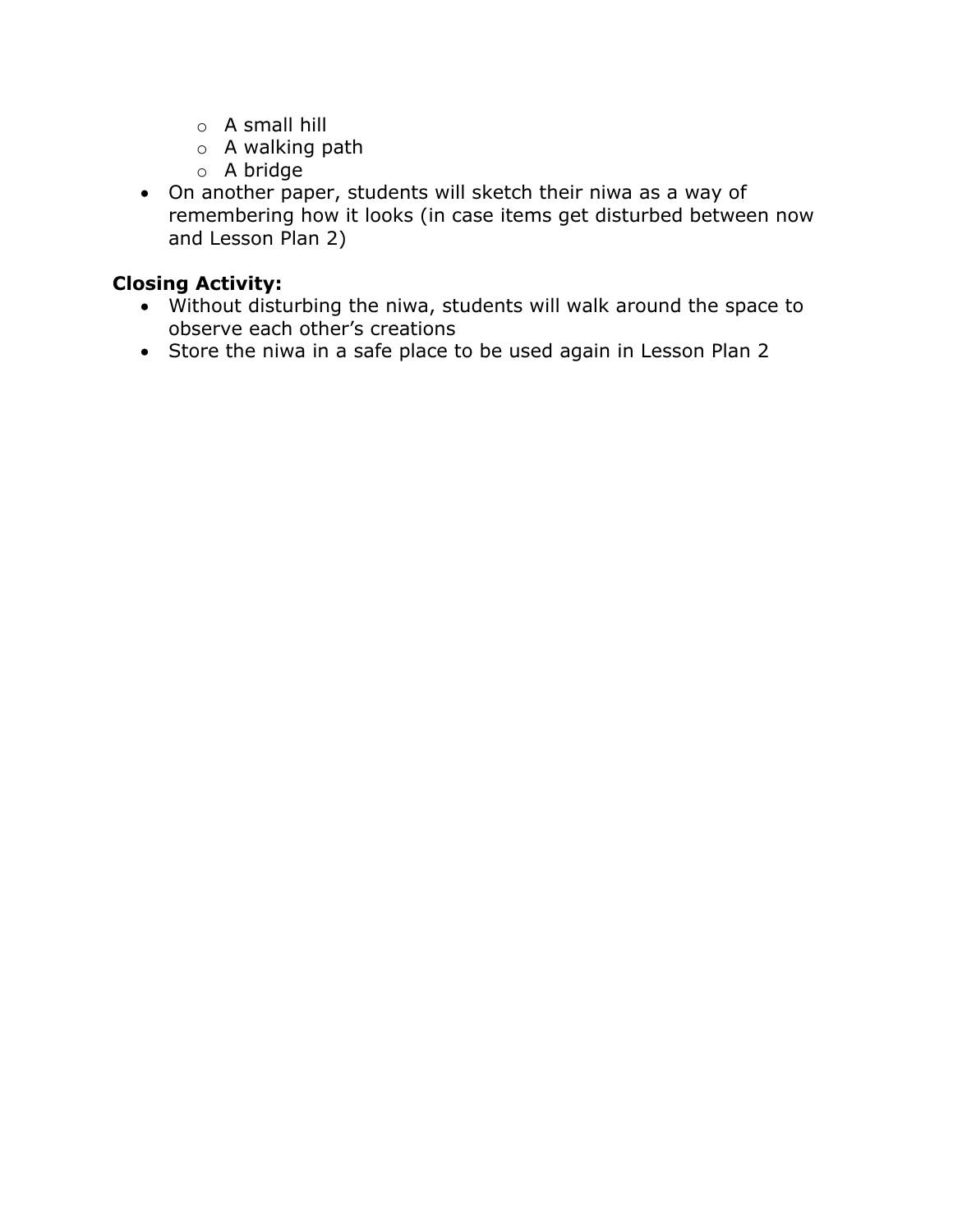- A small hill
    - A walking path
    - A bridge
- On another paper, students will sketch their niwa as a way of remembering how it looks (in case items get disturbed between now and Lesson Plan 2)

**Closing Activity:**

- Without disturbing the niwa, students will walk around the space to observe each other's creations
- Store the niwa in a safe place to be used again in Lesson Plan 2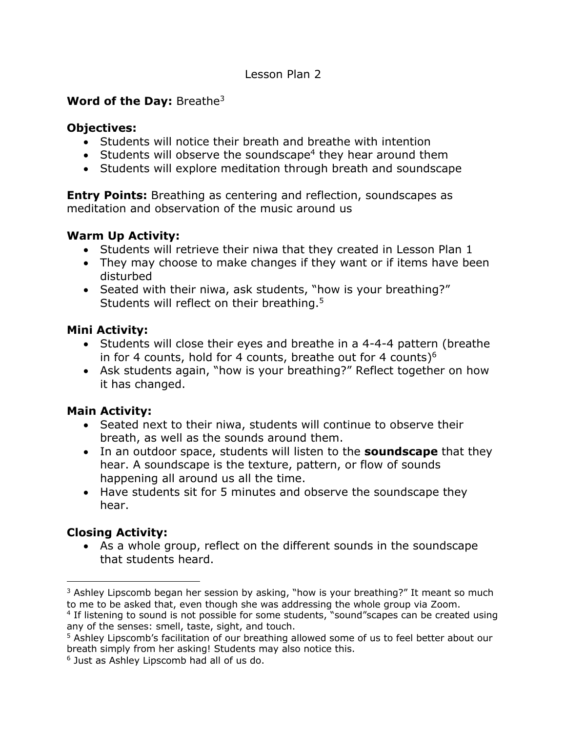Lesson Plan 2

**Word of the Day:** Breathe[3]

**Objectives:**

- Students will notice their breath and breathe with intention
- Students will observe the soundscape[4] they hear around them
- Students will explore meditation through breath and soundscape

**Entry Points:** Breathing as centering and reflection, soundscapes as meditation and observation of the music around us

**Warm Up Activity:**

- Students will retrieve their niwa that they created in Lesson Plan 1
- They may choose to make changes if they want or if items have been disturbed
- Seated with their niwa, ask students, "how is your breathing?" Students will reflect on their breathing.[5]

**Mini Activity:**

- Students will close their eyes and breathe in a 4-4-4 pattern (breathe in for 4 counts, hold for 4 counts, breathe out for 4 counts)[6]
- Ask students again, "how is your breathing?" Reflect together on how it has changed.

**Main Activity:**

- Seated next to their niwa, students will continue to observe their breath, as well as the sounds around them.
- In an outdoor space, students will listen to the **soundscape** that they hear. A soundscape is the texture, pattern, or flow of sounds happening all around us all the time.
- Have students sit for 5 minutes and observe the soundscape they hear.

**Closing Activity:**

- As a whole group, reflect on the different sounds in the soundscape that students heard.

---

[3] Ashley Lipscomb began her session by asking, "how is your breathing?" It meant so much to me to be asked that, even though she was addressing the whole group via Zoom.

[4] If listening to sound is not possible for some students, "sound"scapes can be created using any of the senses: smell, taste, sight, and touch.

[5] Ashley Lipscomb's facilitation of our breathing allowed some of us to feel better about our breath simply from her asking! Students may also notice this.

[6] Just as Ashley Lipscomb had all of us do.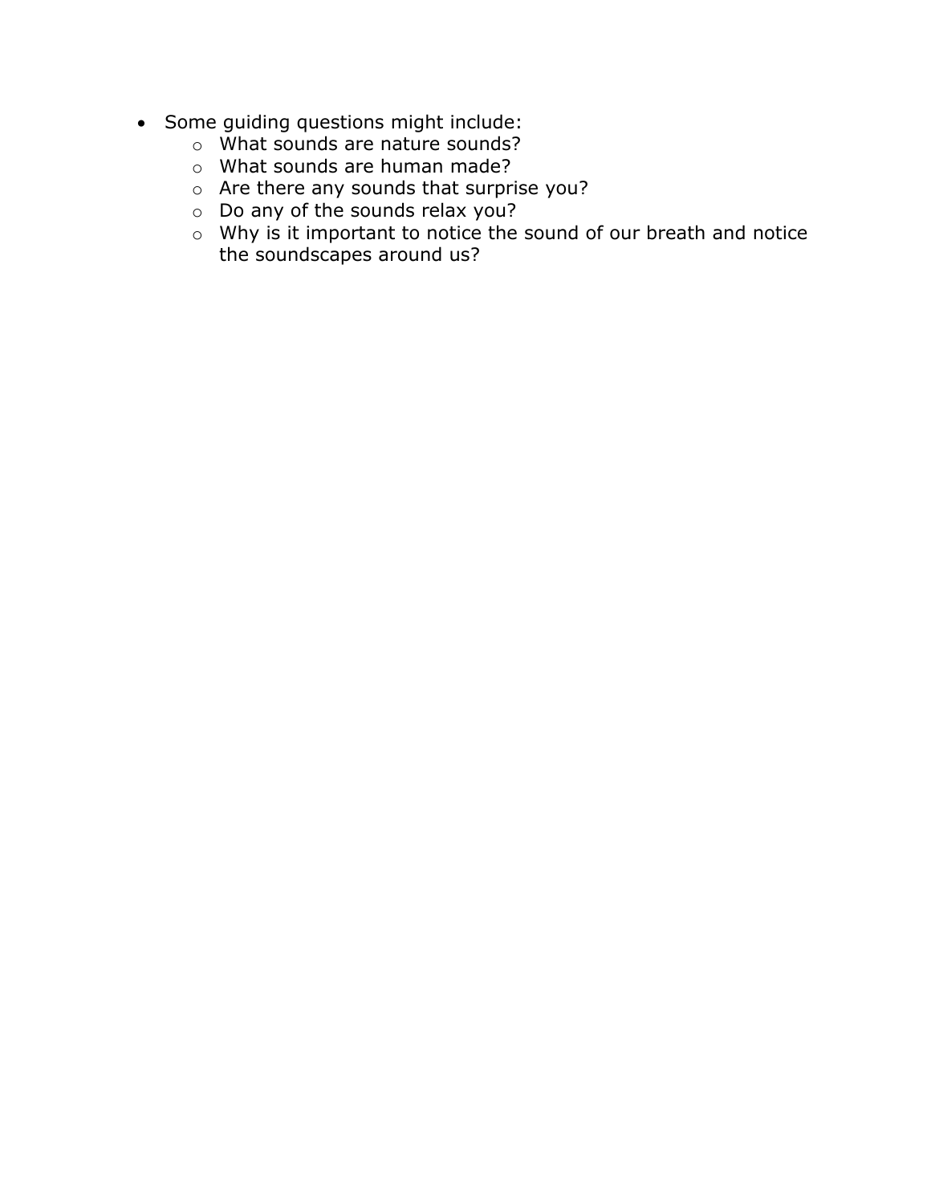- Some guiding questions might include:
  - What sounds are nature sounds?
  - What sounds are human made?
  - Are there any sounds that surprise you?
  - Do any of the sounds relax you?
  - Why is it important to notice the sound of our breath and notice the soundscapes around us?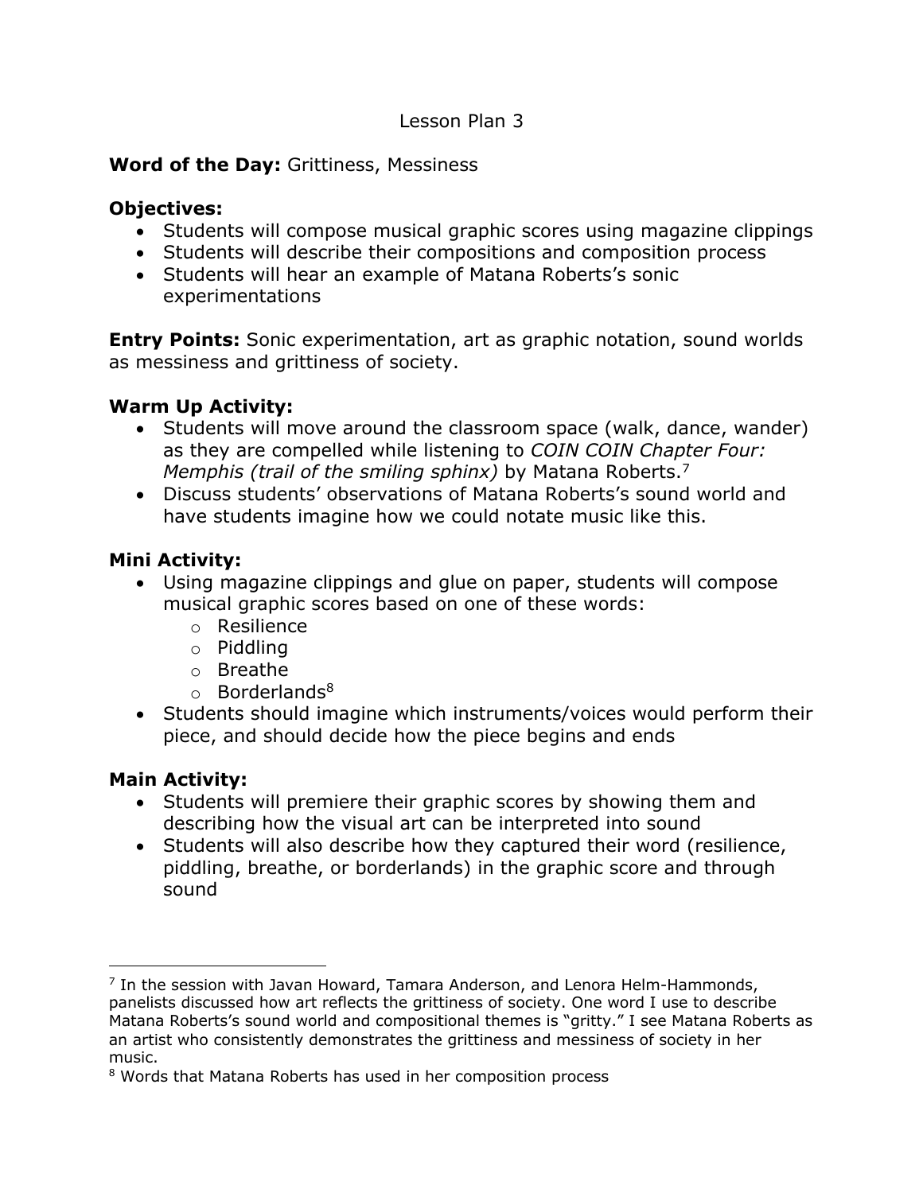# Lesson Plan 3

**Word of the Day:** Grittiness, Messiness

**Objectives:**

- Students will compose musical graphic scores using magazine clippings
- Students will describe their compositions and composition process
- Students will hear an example of Matana Roberts's sonic experimentations

**Entry Points:** Sonic experimentation, art as graphic notation, sound worlds as messiness and grittiness of society.

**Warm Up Activity:**

- Students will move around the classroom space (walk, dance, wander) as they are compelled while listening to *COIN COIN Chapter Four: Memphis (trail of the smiling sphinx)* by Matana Roberts.[7]
- Discuss students' observations of Matana Roberts's sound world and have students imagine how we could notate music like this.

**Mini Activity:**

- Using magazine clippings and glue on paper, students will compose musical graphic scores based on one of these words:
  - Resilience
  - Piddling
  - Breathe
  - Borderlands[8]
- Students should imagine which instruments/voices would perform their piece, and should decide how the piece begins and ends

**Main Activity:**

- Students will premiere their graphic scores by showing them and describing how the visual art can be interpreted into sound
- Students will also describe how they captured their word (resilience, piddling, breathe, or borderlands) in the graphic score and through sound

---

[7] In the session with Javan Howard, Tamara Anderson, and Lenora Helm-Hammonds, panelists discussed how art reflects the grittiness of society. One word I use to describe Matana Roberts's sound world and compositional themes is "gritty." I see Matana Roberts as an artist who consistently demonstrates the grittiness and messiness of society in her music.

[8] Words that Matana Roberts has used in her composition process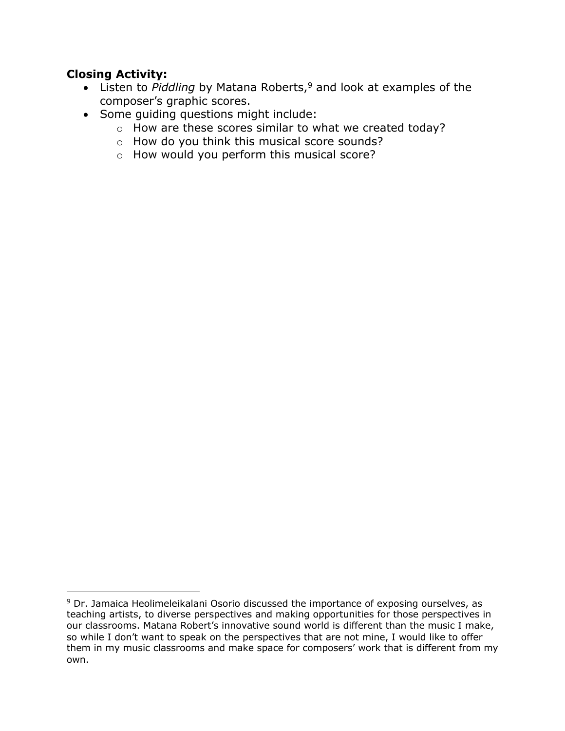**Closing Activity:**

- Listen to *Piddling* by Matana Roberts,[9] and look at examples of the composer's graphic scores.
- Some guiding questions might include:
  - How are these scores similar to what we created today?
  - How do you think this musical score sounds?
  - How would you perform this musical score?

[9] Dr. Jamaica Heolimeleikalani Osorio discussed the importance of exposing ourselves, as teaching artists, to diverse perspectives and making opportunities for those perspectives in our classrooms. Matana Robert's innovative sound world is different than the music I make, so while I don't want to speak on the perspectives that are not mine, I would like to offer them in my music classrooms and make space for composers' work that is different from my own.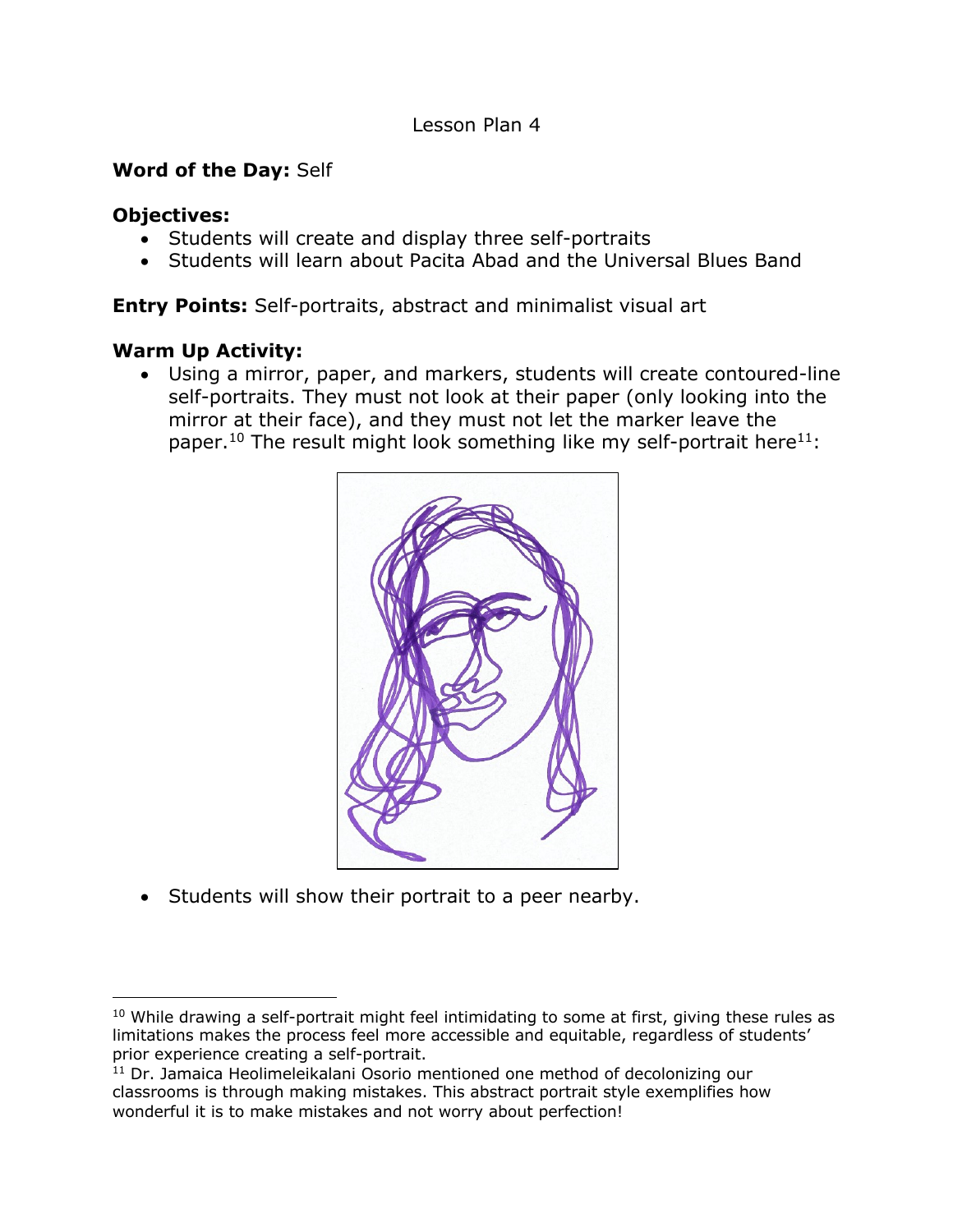Lesson Plan 4

**Word of the Day:** Self

**Objectives:**

- Students will create and display three self-portraits
- Students will learn about Pacita Abad and the Universal Blues Band

**Entry Points:** Self-portraits, abstract and minimalist visual art

**Warm Up Activity:**

- Using a mirror, paper, and markers, students will create contoured-line self-portraits. They must not look at their paper (only looking into the mirror at their face), and they must not let the marker leave the paper.[10] The result might look something like my self-portrait here[11]:

- Students will show their portrait to a peer nearby.

---

[10] While drawing a self-portrait might feel intimidating to some at first, giving these rules as limitations makes the process feel more accessible and equitable, regardless of students' prior experience creating a self-portrait.

[11] Dr. Jamaica Heolimeleikalani Osorio mentioned one method of decolonizing our classrooms is through making mistakes. This abstract portrait style exemplifies how wonderful it is to make mistakes and not worry about perfection!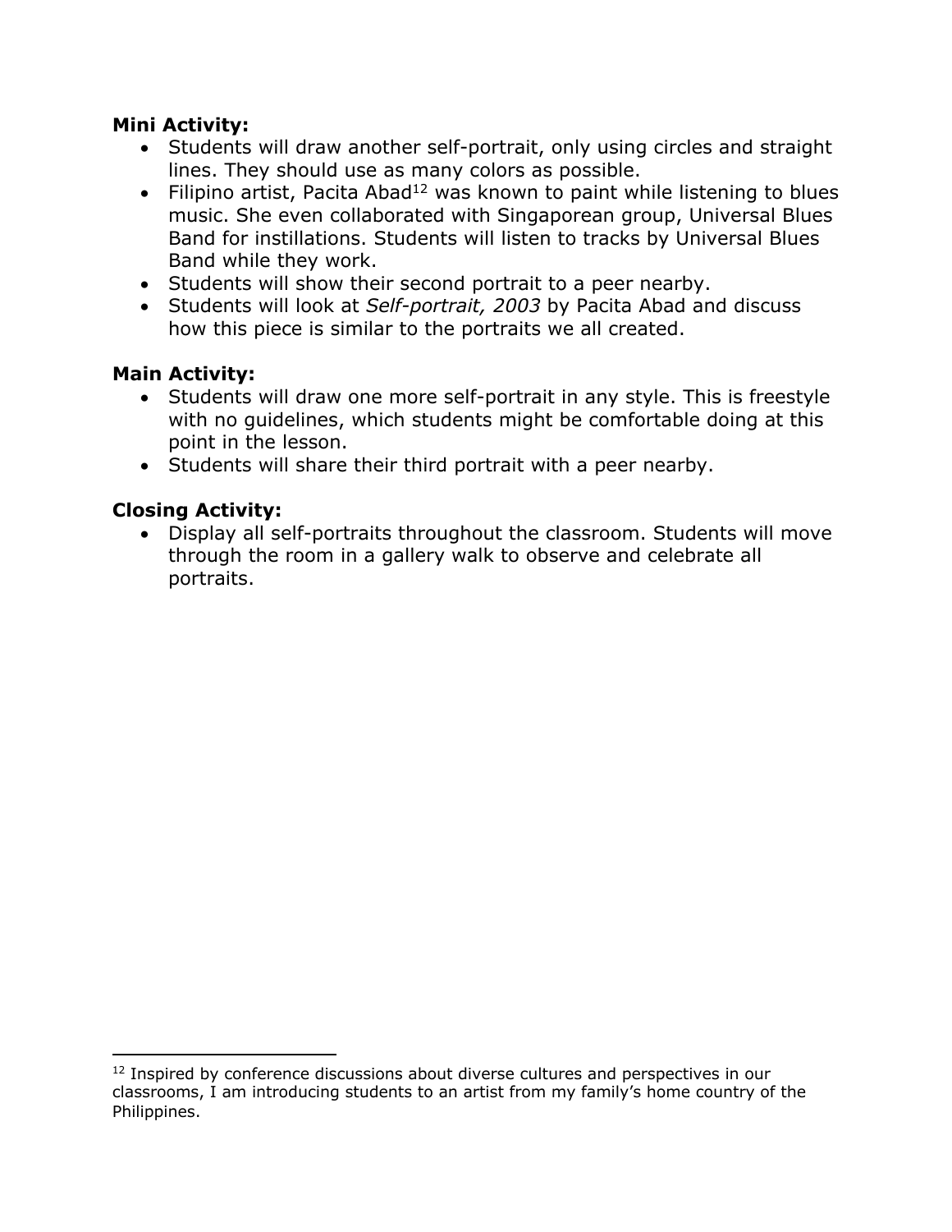**Mini Activity:**

- Students will draw another self-portrait, only using circles and straight lines. They should use as many colors as possible.
- Filipino artist, Pacita Abad[12] was known to paint while listening to blues music. She even collaborated with Singaporean group, Universal Blues Band for instillations. Students will listen to tracks by Universal Blues Band while they work.
- Students will show their second portrait to a peer nearby.
- Students will look at *Self-portrait, 2003* by Pacita Abad and discuss how this piece is similar to the portraits we all created.

**Main Activity:**

- Students will draw one more self-portrait in any style. This is freestyle with no guidelines, which students might be comfortable doing at this point in the lesson.
- Students will share their third portrait with a peer nearby.

**Closing Activity:**

- Display all self-portraits throughout the classroom. Students will move through the room in a gallery walk to observe and celebrate all portraits.

[12] Inspired by conference discussions about diverse cultures and perspectives in our classrooms, I am introducing students to an artist from my family's home country of the Philippines.